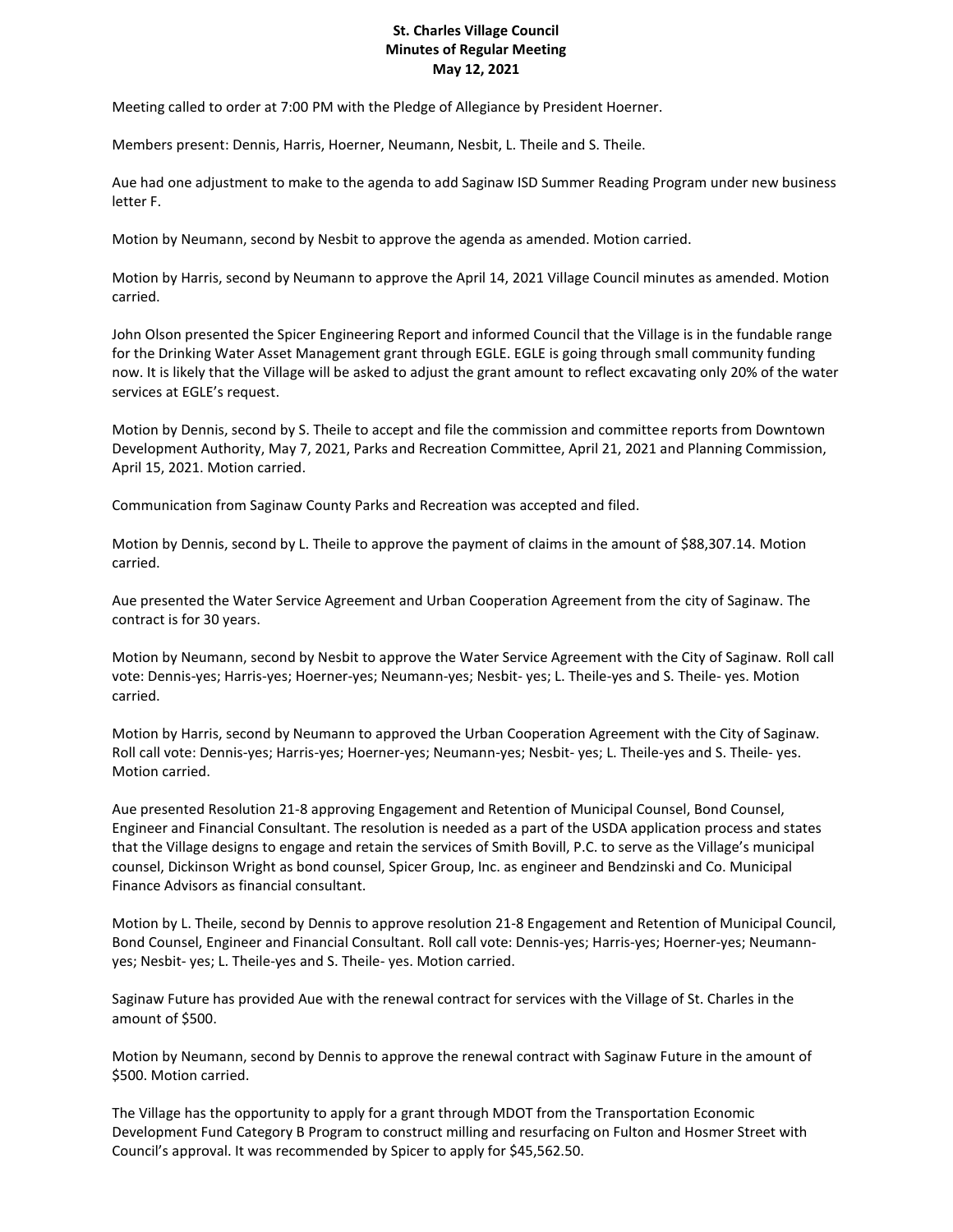**St. Charles Village Council**
**Minutes of Regular Meeting**
**May 12, 2021**

Meeting called to order at 7:00 PM with the Pledge of Allegiance by President Hoerner.

Members present: Dennis, Harris, Hoerner, Neumann, Nesbit, L. Theile and S. Theile.

Aue had one adjustment to make to the agenda to add Saginaw ISD Summer Reading Program under new business letter F.

Motion by Neumann, second by Nesbit to approve the agenda as amended. Motion carried.

Motion by Harris, second by Neumann to approve the April 14, 2021 Village Council minutes as amended. Motion carried.

John Olson presented the Spicer Engineering Report and informed Council that the Village is in the fundable range for the Drinking Water Asset Management grant through EGLE. EGLE is going through small community funding now. It is likely that the Village will be asked to adjust the grant amount to reflect excavating only 20% of the water services at EGLE's request.

Motion by Dennis, second by S. Theile to accept and file the commission and committee reports from Downtown Development Authority, May 7, 2021, Parks and Recreation Committee, April 21, 2021 and Planning Commission, April 15, 2021. Motion carried.

Communication from Saginaw County Parks and Recreation was accepted and filed.

Motion by Dennis, second by L. Theile to approve the payment of claims in the amount of $88,307.14. Motion carried.

Aue presented the Water Service Agreement and Urban Cooperation Agreement from the city of Saginaw. The contract is for 30 years.

Motion by Neumann, second by Nesbit to approve the Water Service Agreement with the City of Saginaw. Roll call vote: Dennis-yes; Harris-yes; Hoerner-yes; Neumann-yes; Nesbit- yes; L. Theile-yes and S. Theile- yes. Motion carried.

Motion by Harris, second by Neumann to approved the Urban Cooperation Agreement with the City of Saginaw. Roll call vote: Dennis-yes; Harris-yes; Hoerner-yes; Neumann-yes; Nesbit- yes; L. Theile-yes and S. Theile- yes. Motion carried.

Aue presented Resolution 21-8 approving Engagement and Retention of Municipal Counsel, Bond Counsel, Engineer and Financial Consultant. The resolution is needed as a part of the USDA application process and states that the Village designs to engage and retain the services of Smith Bovill, P.C. to serve as the Village's municipal counsel, Dickinson Wright as bond counsel, Spicer Group, Inc. as engineer and Bendzinski and Co. Municipal Finance Advisors as financial consultant.

Motion by L. Theile, second by Dennis to approve resolution 21-8 Engagement and Retention of Municipal Council, Bond Counsel, Engineer and Financial Consultant. Roll call vote: Dennis-yes; Harris-yes; Hoerner-yes; Neumann-yes; Nesbit- yes; L. Theile-yes and S. Theile- yes. Motion carried.

Saginaw Future has provided Aue with the renewal contract for services with the Village of St. Charles in the amount of $500.

Motion by Neumann, second by Dennis to approve the renewal contract with Saginaw Future in the amount of $500. Motion carried.

The Village has the opportunity to apply for a grant through MDOT from the Transportation Economic Development Fund Category B Program to construct milling and resurfacing on Fulton and Hosmer Street with Council's approval. It was recommended by Spicer to apply for $45,562.50.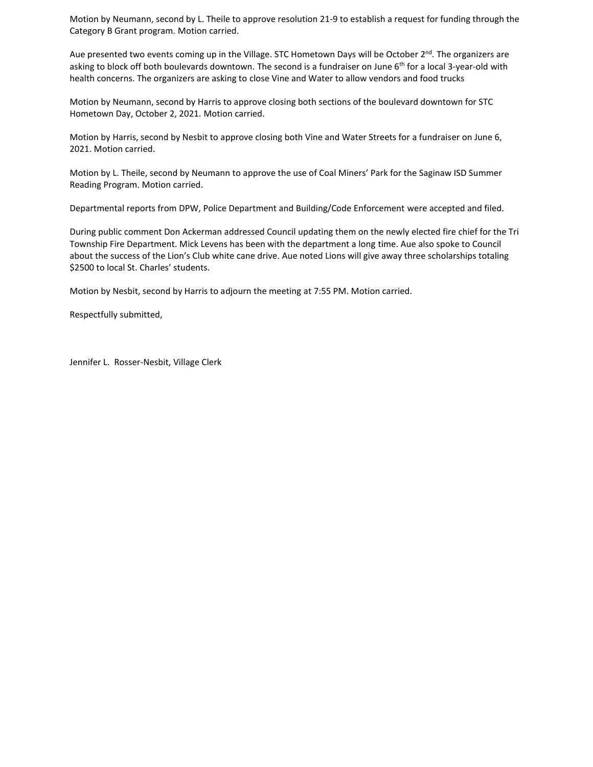Motion by Neumann, second by L. Theile to approve resolution 21-9 to establish a request for funding through the Category B Grant program. Motion carried.

Aue presented two events coming up in the Village. STC Hometown Days will be October 2nd. The organizers are asking to block off both boulevards downtown. The second is a fundraiser on June 6th for a local 3-year-old with health concerns. The organizers are asking to close Vine and Water to allow vendors and food trucks

Motion by Neumann, second by Harris to approve closing both sections of the boulevard downtown for STC Hometown Day, October 2, 2021. Motion carried.

Motion by Harris, second by Nesbit to approve closing both Vine and Water Streets for a fundraiser on June 6, 2021. Motion carried.

Motion by L. Theile, second by Neumann to approve the use of Coal Miners' Park for the Saginaw ISD Summer Reading Program. Motion carried.

Departmental reports from DPW, Police Department and Building/Code Enforcement were accepted and filed.

During public comment Don Ackerman addressed Council updating them on the newly elected fire chief for the Tri Township Fire Department. Mick Levens has been with the department a long time. Aue also spoke to Council about the success of the Lion's Club white cane drive. Aue noted Lions will give away three scholarships totaling $2500 to local St. Charles' students.

Motion by Nesbit, second by Harris to adjourn the meeting at 7:55 PM. Motion carried.

Respectfully submitted,

Jennifer L. Rosser-Nesbit, Village Clerk